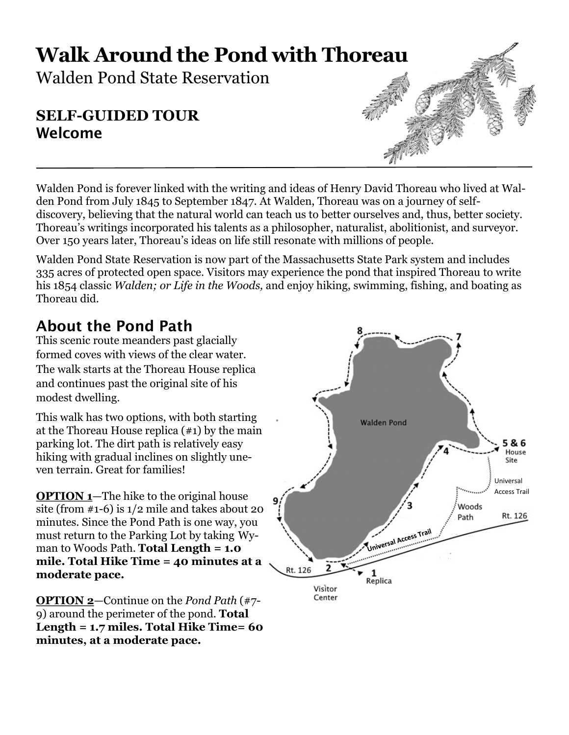# Walk Around the Pond with Thoreau

Walden Pond State Reservation

## SELF-GUIDED TOUR
## Welcome

Walden Pond is forever linked with the writing and ideas of Henry David Thoreau who lived at Walden Pond from July 1845 to September 1847. At Walden, Thoreau was on a journey of self-discovery, believing that the natural world can teach us to better ourselves and, thus, better society. Thoreau's writings incorporated his talents as a philosopher, naturalist, abolitionist, and surveyor. Over 150 years later, Thoreau's ideas on life still resonate with millions of people.

Walden Pond State Reservation is now part of the Massachusetts State Park system and includes 335 acres of protected open space. Visitors may experience the pond that inspired Thoreau to write his 1854 classic *Walden; or Life in the Woods,* and enjoy hiking, swimming, fishing, and boating as Thoreau did.

## About the Pond Path

This scenic route meanders past glacially formed coves with views of the clear water. The walk starts at the Thoreau House replica and continues past the original site of his modest dwelling.

This walk has two options, with both starting at the Thoreau House replica (#1) by the main parking lot. The dirt path is relatively easy hiking with gradual inclines on slightly uneven terrain. Great for families!

**OPTION 1**—The hike to the original house site (from #1-6) is 1/2 mile and takes about 20 minutes. Since the Pond Path is one way, you must return to the Parking Lot by taking Wyman to Woods Path. **Total Length = 1.0 mile. Total Hike Time = 40 minutes at a moderate pace.**

**OPTION 2**—Continue on the *Pond Path* (#7-9) around the perimeter of the pond. **Total Length = 1.7 miles. Total Hike Time= 60 minutes, at a moderate pace.**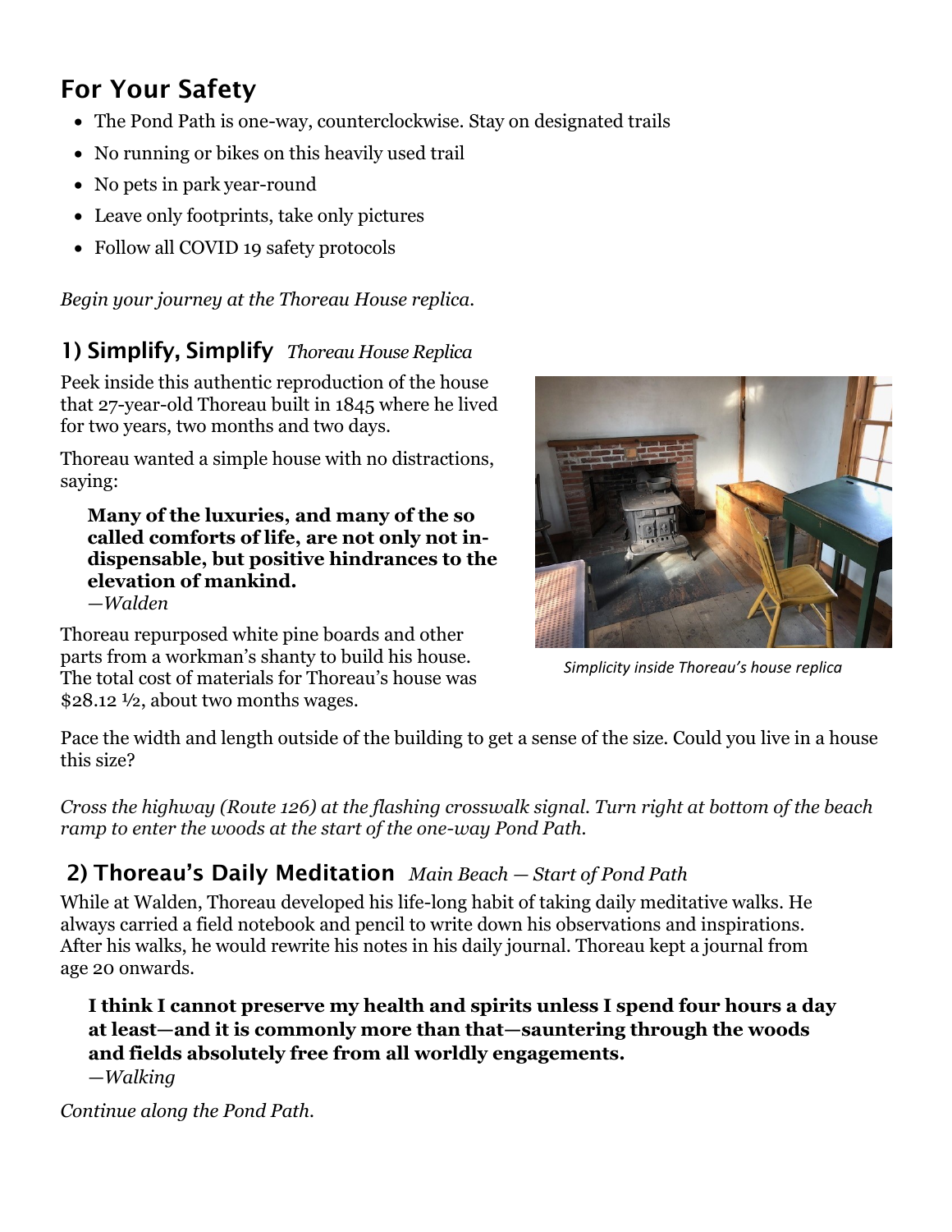## For Your Safety

- The Pond Path is one-way, counterclockwise. Stay on designated trails
- No running or bikes on this heavily used trail
- No pets in park year-round
- Leave only footprints, take only pictures
- Follow all COVID 19 safety protocols

*Begin your journey at the Thoreau House replica.*

### 1) Simplify, Simplify *Thoreau House Replica*

Peek inside this authentic reproduction of the house that 27-year-old Thoreau built in 1845 where he lived for two years, two months and two days.

Thoreau wanted a simple house with no distractions, saying:

> **Many of the luxuries, and many of the so called comforts of life, are not only not indispensable, but positive hindrances to the elevation of mankind.**
> *—Walden*

Thoreau repurposed white pine boards and other parts from a workman's shanty to build his house. The total cost of materials for Thoreau's house was $28.12 ½, about two months wages.

*Simplicity inside Thoreau's house replica*

Pace the width and length outside of the building to get a sense of the size. Could you live in a house this size?

*Cross the highway (Route 126) at the flashing crosswalk signal. Turn right at bottom of the beach ramp to enter the woods at the start of the one-way Pond Path.*

### 2) Thoreau's Daily Meditation *Main Beach — Start of Pond Path*

While at Walden, Thoreau developed his life-long habit of taking daily meditative walks. He always carried a field notebook and pencil to write down his observations and inspirations. After his walks, he would rewrite his notes in his daily journal. Thoreau kept a journal from age 20 onwards.

> **I think I cannot preserve my health and spirits unless I spend four hours a day at least—and it is commonly more than that—sauntering through the woods and fields absolutely free from all worldly engagements.**
> *—Walking*

*Continue along the Pond Path.*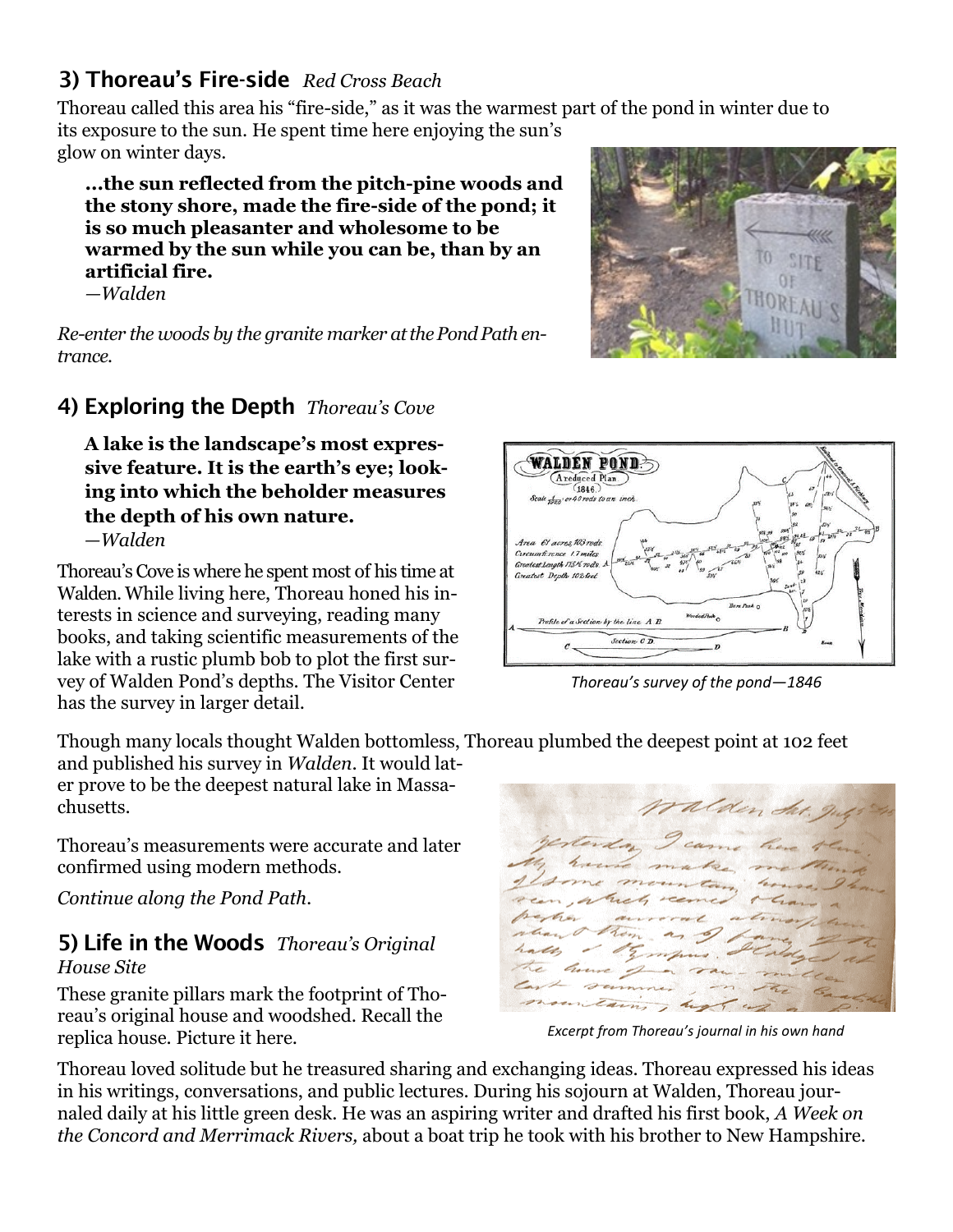## 3) Thoreau's Fire-side *Red Cross Beach*

Thoreau called this area his "fire-side," as it was the warmest part of the pond in winter due to its exposure to the sun. He spent time here enjoying the sun's glow on winter days.

> **...the sun reflected from the pitch-pine woods and the stony shore, made the fire-side of the pond; it is so much pleasanter and wholesome to be warmed by the sun while you can be, than by an artificial fire.**
> *—Walden*

*Re-enter the woods by the granite marker at the Pond Path entrance.*

## 4) Exploring the Depth *Thoreau's Cove*

> **A lake is the landscape's most expressive feature. It is the earth's eye; looking into which the beholder measures the depth of his own nature.**
> *—Walden*

Thoreau's Cove is where he spent most of his time at Walden. While living here, Thoreau honed his interests in science and surveying, reading many books, and taking scientific measurements of the lake with a rustic plumb bob to plot the first survey of Walden Pond's depths. The Visitor Center has the survey in larger detail.

*Thoreau's survey of the pond—1846*

Though many locals thought Walden bottomless, Thoreau plumbed the deepest point at 102 feet and published his survey in *Walden*. It would later prove to be the deepest natural lake in Massachusetts.

Thoreau's measurements were accurate and later confirmed using modern methods.

*Continue along the Pond Path.*

*Excerpt from Thoreau's journal in his own hand*

## 5) Life in the Woods *Thoreau's Original House Site*

These granite pillars mark the footprint of Thoreau's original house and woodshed. Recall the replica house. Picture it here.

Thoreau loved solitude but he treasured sharing and exchanging ideas. Thoreau expressed his ideas in his writings, conversations, and public lectures. During his sojourn at Walden, Thoreau journaled daily at his little green desk. He was an aspiring writer and drafted his first book, *A Week on the Concord and Merrimack Rivers,* about a boat trip he took with his brother to New Hampshire.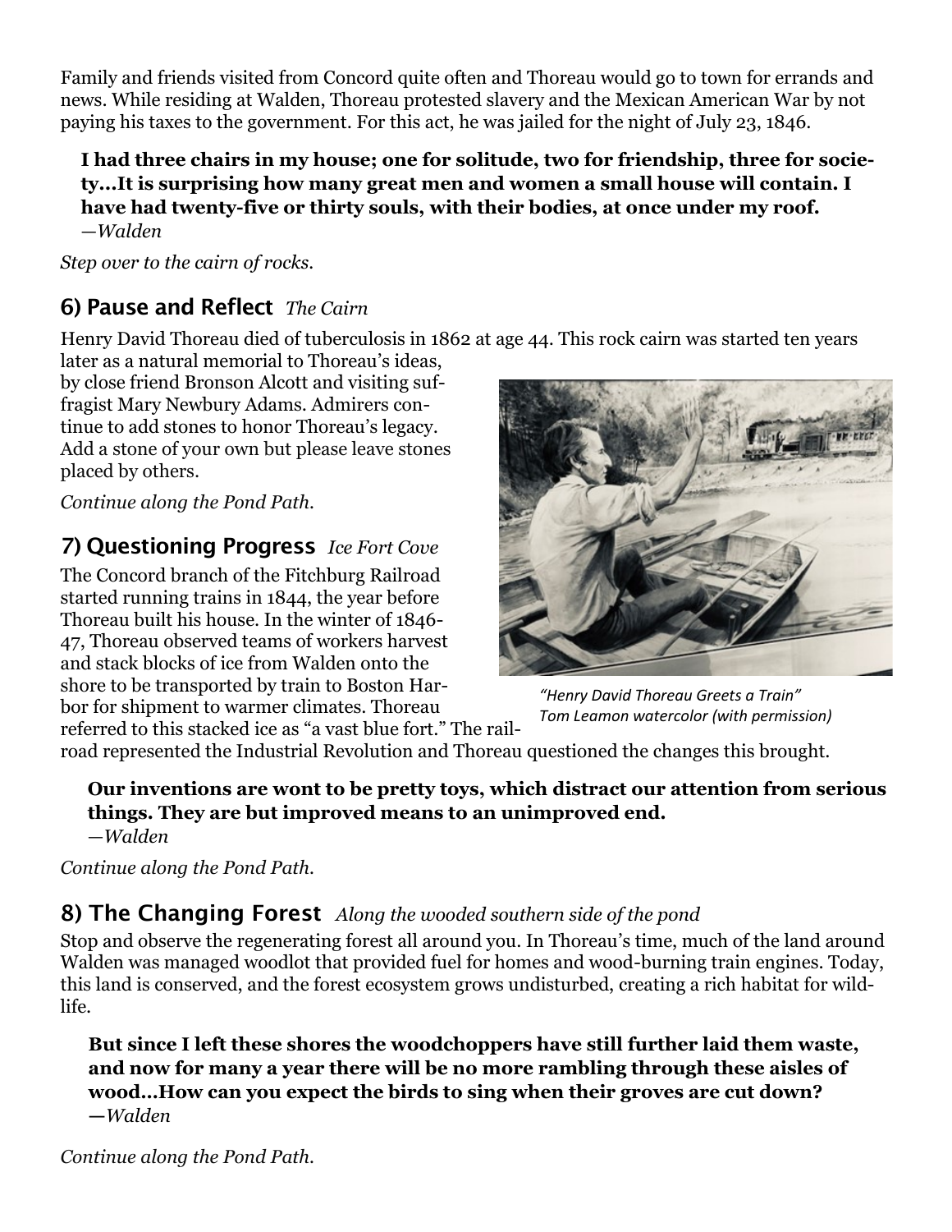Family and friends visited from Concord quite often and Thoreau would go to town for errands and news. While residing at Walden, Thoreau protested slavery and the Mexican American War by not paying his taxes to the government. For this act, he was jailed for the night of July 23, 1846.

> **I had three chairs in my house; one for solitude, two for friendship, three for society...It is surprising how many great men and women a small house will contain. I have had twenty-five or thirty souls, with their bodies, at once under my roof.**
> *—Walden*

*Step over to the cairn of rocks.*

## 6) Pause and Reflect *The Cairn*

Henry David Thoreau died of tuberculosis in 1862 at age 44. This rock cairn was started ten years later as a natural memorial to Thoreau's ideas, by close friend Bronson Alcott and visiting suffragist Mary Newbury Adams. Admirers continue to add stones to honor Thoreau's legacy. Add a stone of your own but please leave stones placed by others.

*Continue along the Pond Path.*

## 7) Questioning Progress *Ice Fort Cove*

The Concord branch of the Fitchburg Railroad started running trains in 1844, the year before Thoreau built his house. In the winter of 1846-47, Thoreau observed teams of workers harvest and stack blocks of ice from Walden onto the shore to be transported by train to Boston Harbor for shipment to warmer climates. Thoreau referred to this stacked ice as "a vast blue fort." The railroad represented the Industrial Revolution and Thoreau questioned the changes this brought.

*"Henry David Thoreau Greets a Train"*
*Tom Leamon watercolor (with permission)*

> **Our inventions are wont to be pretty toys, which distract our attention from serious things. They are but improved means to an unimproved end.**
> *—Walden*

*Continue along the Pond Path.*

## 8) The Changing Forest *Along the wooded southern side of the pond*

Stop and observe the regenerating forest all around you. In Thoreau's time, much of the land around Walden was managed woodlot that provided fuel for homes and wood-burning train engines. Today, this land is conserved, and the forest ecosystem grows undisturbed, creating a rich habitat for wildlife.

> **But since I left these shores the woodchoppers have still further laid them waste, and now for many a year there will be no more rambling through these aisles of wood...How can you expect the birds to sing when their groves are cut down?**
> ***—Walden***

*Continue along the Pond Path.*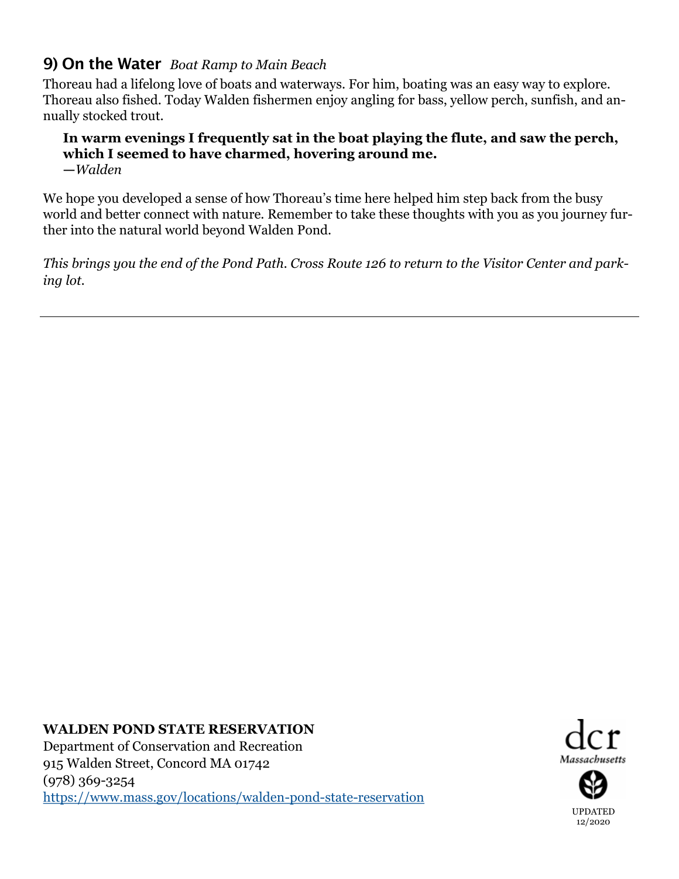## 9) On the Water *Boat Ramp to Main Beach*

Thoreau had a lifelong love of boats and waterways. For him, boating was an easy way to explore. Thoreau also fished. Today Walden fishermen enjoy angling for bass, yellow perch, sunfish, and annually stocked trout.

> **In warm evenings I frequently sat in the boat playing the flute, and saw the perch, which I seemed to have charmed, hovering around me.**
> —*Walden*

We hope you developed a sense of how Thoreau's time here helped him step back from the busy world and better connect with nature. Remember to take these thoughts with you as you journey further into the natural world beyond Walden Pond.

*This brings you the end of the Pond Path. Cross Route 126 to return to the Visitor Center and parking lot.*

---

**WALDEN POND STATE RESERVATION**
Department of Conservation and Recreation
915 Walden Street, Concord MA 01742
(978) 369-3254
https://www.mass.gov/locations/walden-pond-state-reservation

dcr
Massachusetts

UPDATED
12/2020